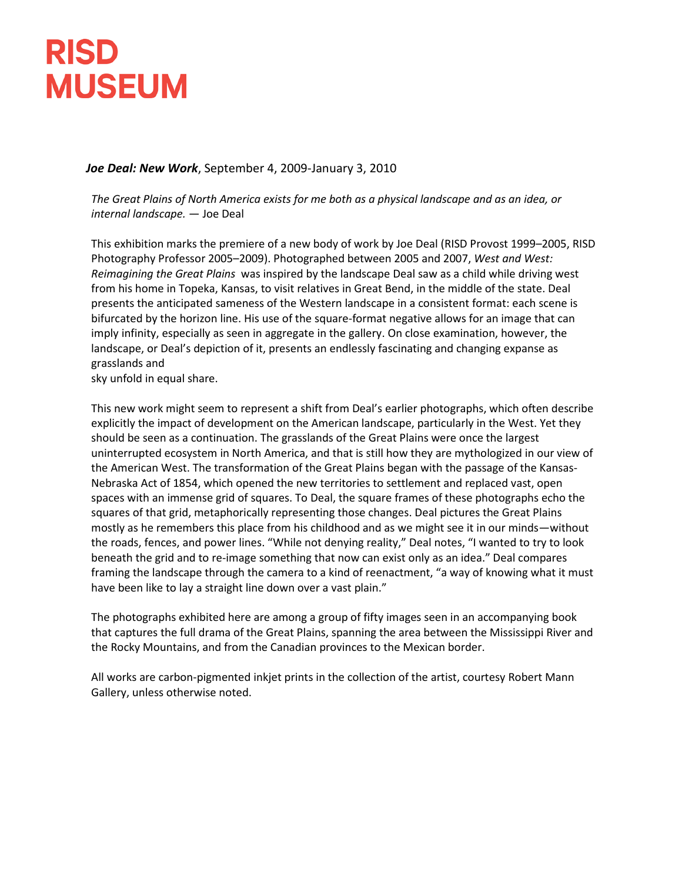# RISD MUSEUM

***Joe Deal: New Work***, September 4, 2009-January 3, 2010

*The Great Plains of North America exists for me both as a physical landscape and as an idea, or internal landscape.* — Joe Deal

This exhibition marks the premiere of a new body of work by Joe Deal (RISD Provost 1999–2005, RISD Photography Professor 2005–2009). Photographed between 2005 and 2007, *West and West: Reimagining the Great Plains* was inspired by the landscape Deal saw as a child while driving west from his home in Topeka, Kansas, to visit relatives in Great Bend, in the middle of the state. Deal presents the anticipated sameness of the Western landscape in a consistent format: each scene is bifurcated by the horizon line. His use of the square-format negative allows for an image that can imply infinity, especially as seen in aggregate in the gallery. On close examination, however, the landscape, or Deal's depiction of it, presents an endlessly fascinating and changing expanse as grasslands and sky unfold in equal share.

This new work might seem to represent a shift from Deal's earlier photographs, which often describe explicitly the impact of development on the American landscape, particularly in the West. Yet they should be seen as a continuation. The grasslands of the Great Plains were once the largest uninterrupted ecosystem in North America, and that is still how they are mythologized in our view of the American West. The transformation of the Great Plains began with the passage of the Kansas-Nebraska Act of 1854, which opened the new territories to settlement and replaced vast, open spaces with an immense grid of squares. To Deal, the square frames of these photographs echo the squares of that grid, metaphorically representing those changes. Deal pictures the Great Plains mostly as he remembers this place from his childhood and as we might see it in our minds—without the roads, fences, and power lines. "While not denying reality," Deal notes, "I wanted to try to look beneath the grid and to re-image something that now can exist only as an idea." Deal compares framing the landscape through the camera to a kind of reenactment, "a way of knowing what it must have been like to lay a straight line down over a vast plain."

The photographs exhibited here are among a group of fifty images seen in an accompanying book that captures the full drama of the Great Plains, spanning the area between the Mississippi River and the Rocky Mountains, and from the Canadian provinces to the Mexican border.

All works are carbon-pigmented inkjet prints in the collection of the artist, courtesy Robert Mann Gallery, unless otherwise noted.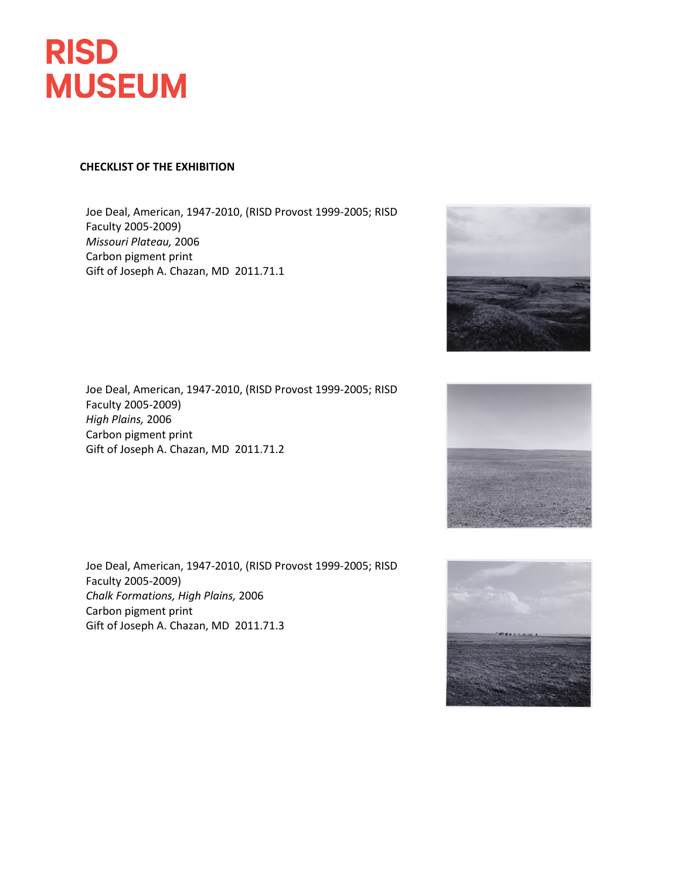**CHECKLIST OF THE EXHIBITION**

Joe Deal, American, 1947-2010, (RISD Provost 1999-2005; RISD Faculty 2005-2009)
*Missouri Plateau,* 2006
Carbon pigment print
Gift of Joseph A. Chazan, MD 2011.71.1

Joe Deal, American, 1947-2010, (RISD Provost 1999-2005; RISD Faculty 2005-2009)
*High Plains,* 2006
Carbon pigment print
Gift of Joseph A. Chazan, MD 2011.71.2

Joe Deal, American, 1947-2010, (RISD Provost 1999-2005; RISD Faculty 2005-2009)
*Chalk Formations, High Plains,* 2006
Carbon pigment print
Gift of Joseph A. Chazan, MD 2011.71.3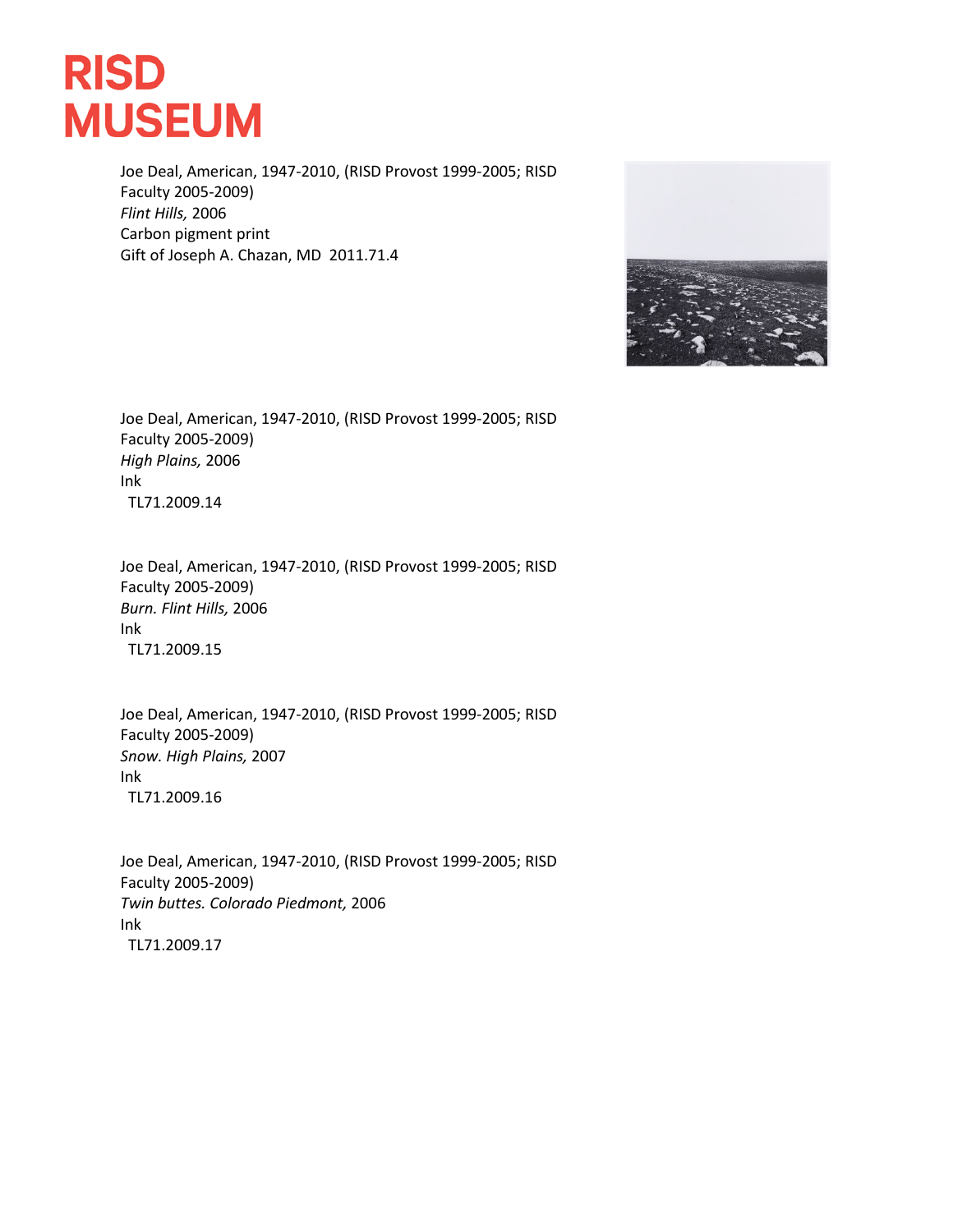Joe Deal, American, 1947-2010, (RISD Provost 1999-2005; RISD Faculty 2005-2009)
*Flint Hills,* 2006
Carbon pigment print
Gift of Joseph A. Chazan, MD 2011.71.4

Joe Deal, American, 1947-2010, (RISD Provost 1999-2005; RISD Faculty 2005-2009)
*High Plains,* 2006
Ink
TL71.2009.14

Joe Deal, American, 1947-2010, (RISD Provost 1999-2005; RISD Faculty 2005-2009)
*Burn. Flint Hills,* 2006
Ink
TL71.2009.15

Joe Deal, American, 1947-2010, (RISD Provost 1999-2005; RISD Faculty 2005-2009)
*Snow. High Plains,* 2007
Ink
TL71.2009.16

Joe Deal, American, 1947-2010, (RISD Provost 1999-2005; RISD Faculty 2005-2009)
*Twin buttes. Colorado Piedmont,* 2006
Ink
TL71.2009.17